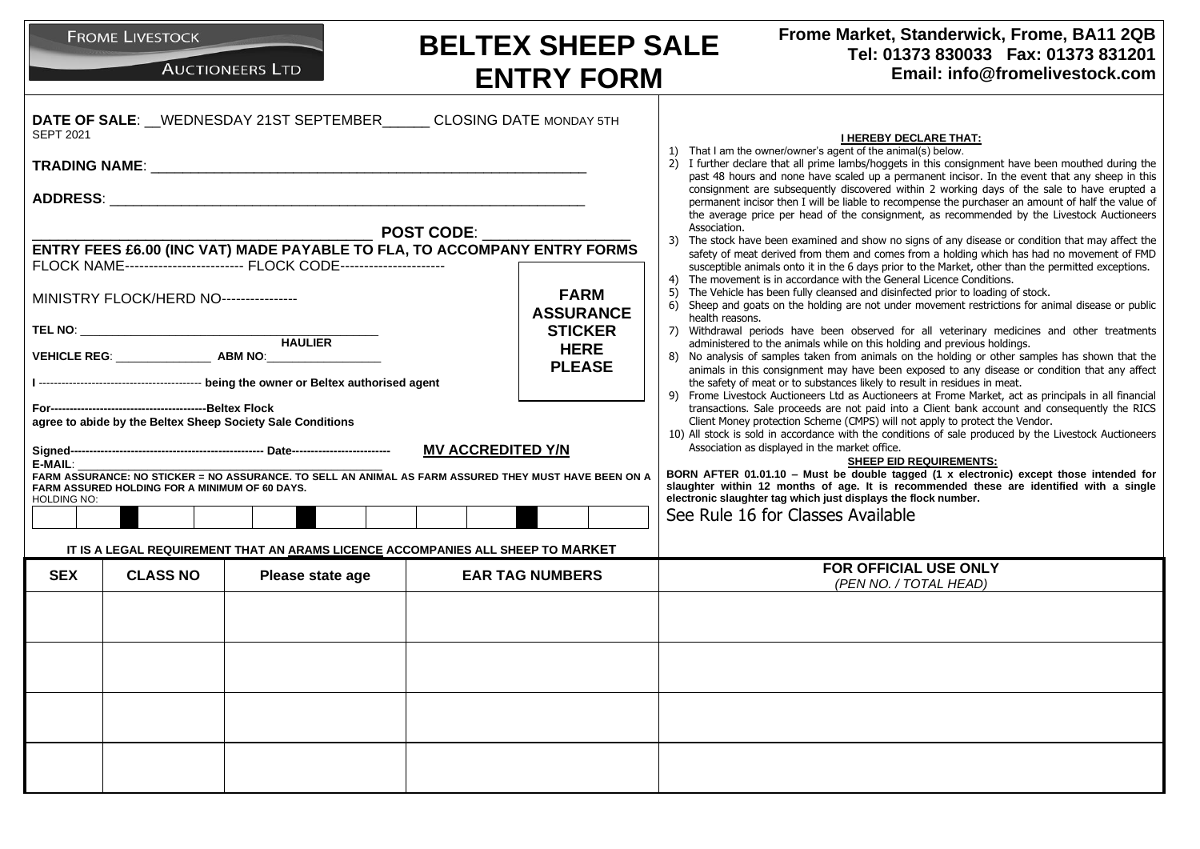FROME LIVESTOCK AUCTIONEERS LTD

# BELTEX SHEEP SALE ENTRY FORM

**Frome Market, Standerwick, Frome, BA11 2QB**
**Tel: 01373 830033 Fax: 01373 831201**
**Email: info@fromelivestock.com**

**DATE OF SALE**: __WEDNESDAY 21ST SEPTEMBER______ CLOSING DATE MONDAY 5TH SEPT 2021

**TRADING NAME**: ____________________________________________________________

**ADDRESS**: ________________________________________________________________

____________________________________ **POST CODE**: ________________

**ENTRY FEES £6.00 (INC VAT) MADE PAYABLE TO FLA, TO ACCOMPANY ENTRY FORMS**

FLOCK NAME------------------------- FLOCK CODE----------------------

MINISTRY FLOCK/HERD NO----------------

**FARM ASSURANCE STICKER HERE PLEASE**

**TEL NO**: ______________________________________________

**HAULIER**

**VEHICLE REG**: _______________ **ABM NO**:_________________

**I** ------------------------------------------ **being the owner or Beltex authorised agent**

**For-----------------------------------------Beltex Flock**
**agree to abide by the Beltex Sheep Society Sale Conditions**

**Signed---------------------------------------------------- Date--------------------------** **MV ACCREDITED Y/N**

**E-MAIL**: ________________________________________________

**FARM ASSURANCE: NO STICKER = NO ASSURANCE. TO SELL AN ANIMAL AS FARM ASSURED THEY MUST HAVE BEEN ON A FARM ASSURED HOLDING FOR A MINIMUM OF 60 DAYS.**

HOLDING NO:

| | | | | | | | | | | | | | |
|---|---|---|---|---|---|---|---|---|---|---|---|---|---|
| | | | | | | | | | | | | | |

**IT IS A LEGAL REQUIREMENT THAT AN ARAMS LICENCE ACCOMPANIES ALL SHEEP TO MARKET**

**I HEREBY DECLARE THAT:**

1) That I am the owner/owner's agent of the animal(s) below.
2) I further declare that all prime lambs/hoggets in this consignment have been mouthed during the past 48 hours and none have scaled up a permanent incisor. In the event that any sheep in this consignment are subsequently discovered within 2 working days of the sale to have erupted a permanent incisor then I will be liable to recompense the purchaser an amount of half the value of the average price per head of the consignment, as recommended by the Livestock Auctioneers Association.
3) The stock have been examined and show no signs of any disease or condition that may affect the safety of meat derived from them and comes from a holding which has had no movement of FMD susceptible animals onto it in the 6 days prior to the Market, other than the permitted exceptions.
4) The movement is in accordance with the General Licence Conditions.
5) The Vehicle has been fully cleansed and disinfected prior to loading of stock.
6) Sheep and goats on the holding are not under movement restrictions for animal disease or public health reasons.
7) Withdrawal periods have been observed for all veterinary medicines and other treatments administered to the animals while on this holding and previous holdings.
8) No analysis of samples taken from animals on the holding or other samples has shown that the animals in this consignment may have been exposed to any disease or condition that any affect the safety of meat or to substances likely to result in residues in meat.
9) Frome Livestock Auctioneers Ltd as Auctioneers at Frome Market, act as principals in all financial transactions. Sale proceeds are not paid into a Client bank account and consequently the RICS Client Money protection Scheme (CMPS) will not apply to protect the Vendor.
10) All stock is sold in accordance with the conditions of sale produced by the Livestock Auctioneers Association as displayed in the market office.

**SHEEP EID REQUIREMENTS:**

**BORN AFTER 01.01.10 – Must be double tagged (1 x electronic) except those intended for slaughter within 12 months of age. It is recommended these are identified with a single electronic slaughter tag which just displays the flock number.**

See Rule 16 for Classes Available

| SEX | CLASS NO | Please state age | EAR TAG NUMBERS | FOR OFFICIAL USE ONLY *(PEN NO. / TOTAL HEAD)* |
|---|---|---|---|---|
| | | | | |
| | | | | |
| | | | | |
| | | | | |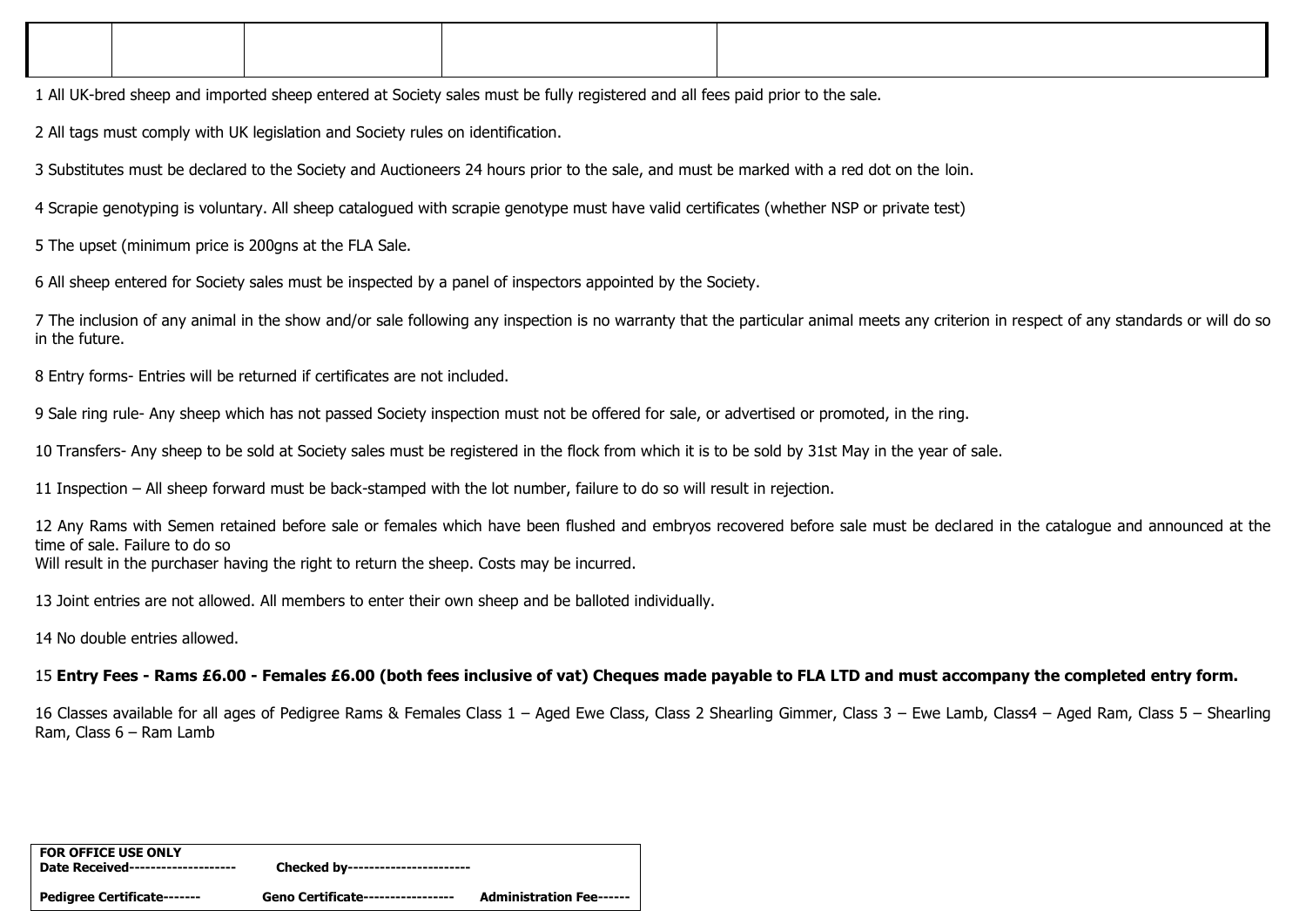| | | | | |
|---|---|---|---|---|
| | | | | |

1 All UK-bred sheep and imported sheep entered at Society sales must be fully registered and all fees paid prior to the sale.

2 All tags must comply with UK legislation and Society rules on identification.

3 Substitutes must be declared to the Society and Auctioneers 24 hours prior to the sale, and must be marked with a red dot on the loin.

4 Scrapie genotyping is voluntary. All sheep catalogued with scrapie genotype must have valid certificates (whether NSP or private test)

5 The upset (minimum price is 200gns at the FLA Sale.

6 All sheep entered for Society sales must be inspected by a panel of inspectors appointed by the Society.

7 The inclusion of any animal in the show and/or sale following any inspection is no warranty that the particular animal meets any criterion in respect of any standards or will do so in the future.

8 Entry forms- Entries will be returned if certificates are not included.

9 Sale ring rule- Any sheep which has not passed Society inspection must not be offered for sale, or advertised or promoted, in the ring.

10 Transfers- Any sheep to be sold at Society sales must be registered in the flock from which it is to be sold by 31st May in the year of sale.

11 Inspection – All sheep forward must be back-stamped with the lot number, failure to do so will result in rejection.

12 Any Rams with Semen retained before sale or females which have been flushed and embryos recovered before sale must be declared in the catalogue and announced at the time of sale. Failure to do so
Will result in the purchaser having the right to return the sheep. Costs may be incurred.

13 Joint entries are not allowed. All members to enter their own sheep and be balloted individually.

14 No double entries allowed.

15 **Entry Fees - Rams £6.00 - Females £6.00 (both fees inclusive of vat) Cheques made payable to FLA LTD and must accompany the completed entry form.**

16 Classes available for all ages of Pedigree Rams & Females Class 1 – Aged Ewe Class, Class 2 Shearling Gimmer, Class 3 – Ewe Lamb, Class4 – Aged Ram, Class 5 – Shearling Ram, Class 6 – Ram Lamb

**FOR OFFICE USE ONLY**
**Date Received--------------------** **Checked by-----------------------**

**Pedigree Certificate-------** **Geno Certificate-----------------** **Administration Fee------**